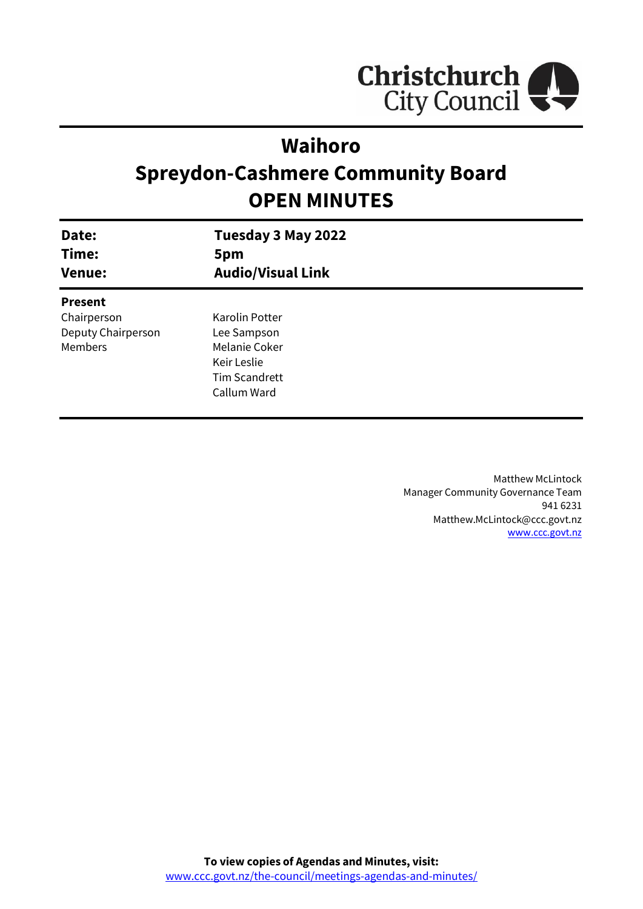Christchurch City Council

# Waihoro
# Spreydon-Cashmere Community Board
# OPEN MINUTES

| | |
|---|---|
| **Date:** | **Tuesday 3 May 2022** |
| **Time:** | **5pm** |
| **Venue:** | **Audio/Visual Link** |

**Present**

| | |
|---|---|
| Chairperson | Karolin Potter |
| Deputy Chairperson | Lee Sampson |
| Members | Melanie Coker |
| | Keir Leslie |
| | Tim Scandrett |
| | Callum Ward |

Matthew McLintock
Manager Community Governance Team
941 6231
Matthew.McLintock@ccc.govt.nz
www.ccc.govt.nz

**To view copies of Agendas and Minutes, visit:**
www.ccc.govt.nz/the-council/meetings-agendas-and-minutes/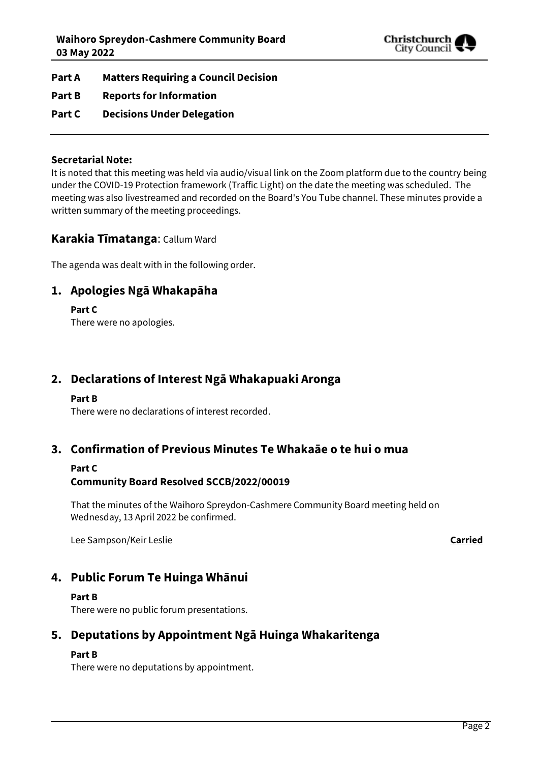**Part A Matters Requiring a Council Decision**

**Part B Reports for Information**

**Part C Decisions Under Delegation**

---

**Secretarial Note:**

It is noted that this meeting was held via audio/visual link on the Zoom platform due to the country being under the COVID-19 Protection framework (Traffic Light) on the date the meeting was scheduled. The meeting was also livestreamed and recorded on the Board's You Tube channel. These minutes provide a written summary of the meeting proceedings.

## Karakia Tīmatanga: Callum Ward

The agenda was dealt with in the following order.

## 1. Apologies Ngā Whakapāha

**Part C**

There were no apologies.

## 2. Declarations of Interest Ngā Whakapuaki Aronga

**Part B**

There were no declarations of interest recorded.

## 3. Confirmation of Previous Minutes Te Whakaāe o te hui o mua

**Part C**

**Community Board Resolved SCCB/2022/00019**

That the minutes of the Waihoro Spreydon-Cashmere Community Board meeting held on Wednesday, 13 April 2022 be confirmed.

Lee Sampson/Keir Leslie **Carried**

## 4. Public Forum Te Huinga Whānui

**Part B**

There were no public forum presentations.

## 5. Deputations by Appointment Ngā Huinga Whakaritenga

**Part B**

There were no deputations by appointment.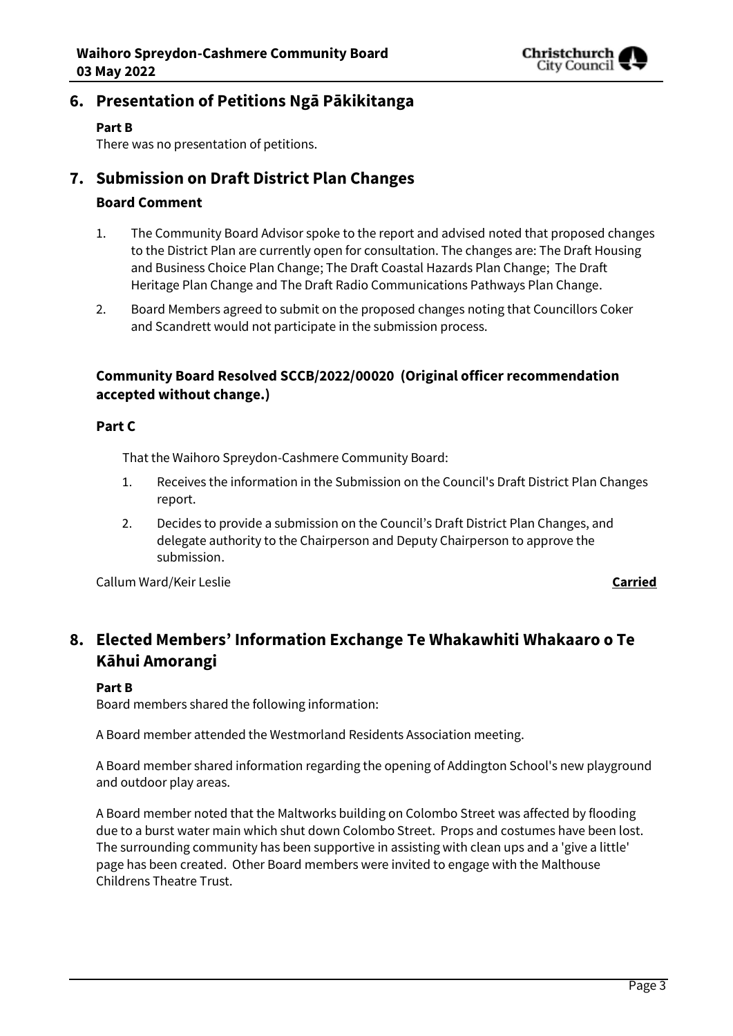## 6. Presentation of Petitions Ngā Pākikitanga

**Part B**

There was no presentation of petitions.

## 7. Submission on Draft District Plan Changes

### Board Comment

1. The Community Board Advisor spoke to the report and advised noted that proposed changes to the District Plan are currently open for consultation. The changes are: The Draft Housing and Business Choice Plan Change; The Draft Coastal Hazards Plan Change; The Draft Heritage Plan Change and The Draft Radio Communications Pathways Plan Change.
2. Board Members agreed to submit on the proposed changes noting that Councillors Coker and Scandrett would not participate in the submission process.

### Community Board Resolved SCCB/2022/00020 (Original officer recommendation accepted without change.)

**Part C**

That the Waihoro Spreydon-Cashmere Community Board:

1. Receives the information in the Submission on the Council's Draft District Plan Changes report.
2. Decides to provide a submission on the Council's Draft District Plan Changes, and delegate authority to the Chairperson and Deputy Chairperson to approve the submission.

Callum Ward/Keir Leslie **Carried**

## 8. Elected Members' Information Exchange Te Whakawhiti Whakaaro o Te Kāhui Amorangi

**Part B**

Board members shared the following information:

A Board member attended the Westmorland Residents Association meeting.

A Board member shared information regarding the opening of Addington School's new playground and outdoor play areas.

A Board member noted that the Maltworks building on Colombo Street was affected by flooding due to a burst water main which shut down Colombo Street. Props and costumes have been lost. The surrounding community has been supportive in assisting with clean ups and a 'give a little' page has been created. Other Board members were invited to engage with the Malthouse Childrens Theatre Trust.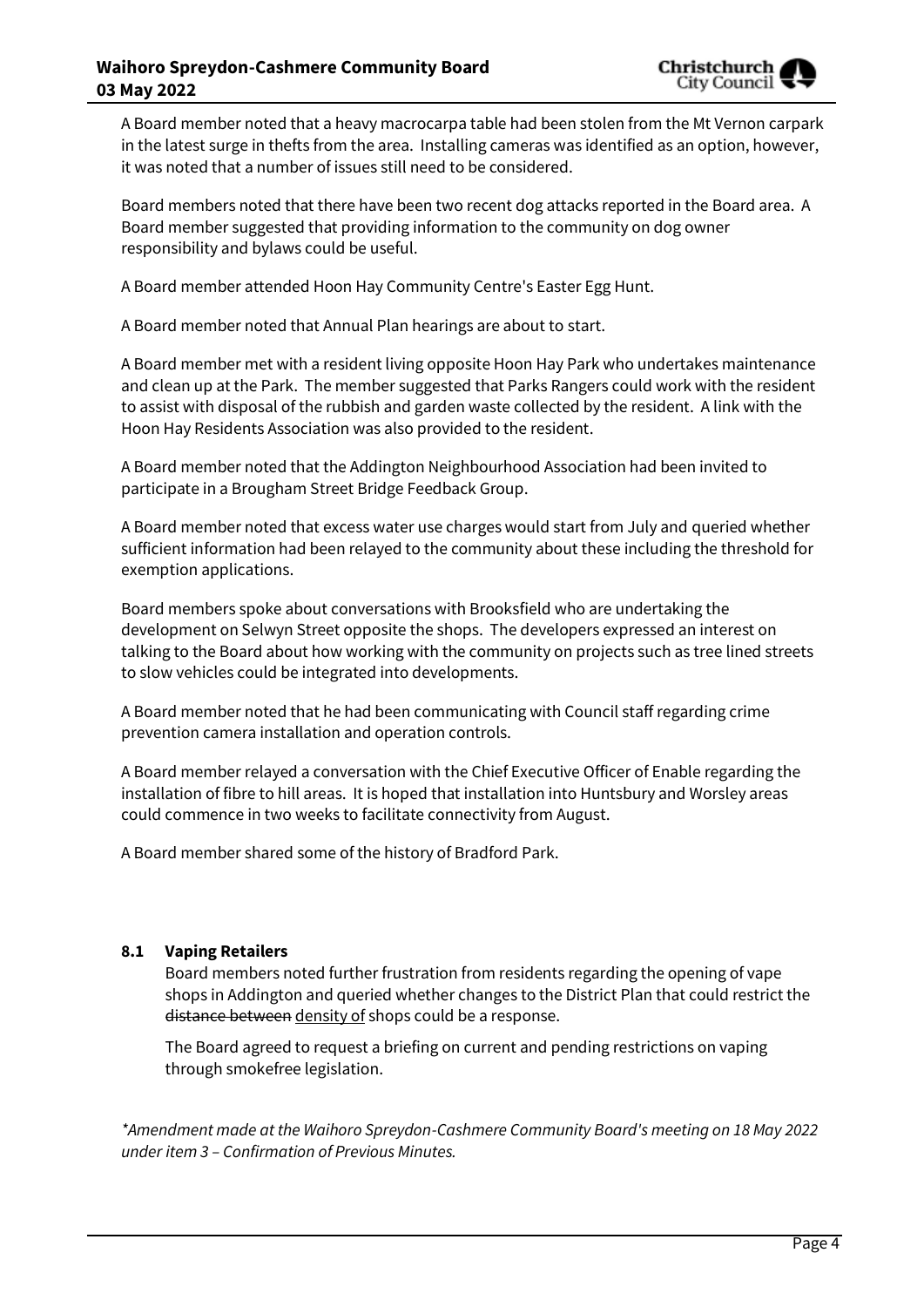A Board member noted that a heavy macrocarpa table had been stolen from the Mt Vernon carpark in the latest surge in thefts from the area. Installing cameras was identified as an option, however, it was noted that a number of issues still need to be considered.

Board members noted that there have been two recent dog attacks reported in the Board area. A Board member suggested that providing information to the community on dog owner responsibility and bylaws could be useful.

A Board member attended Hoon Hay Community Centre's Easter Egg Hunt.

A Board member noted that Annual Plan hearings are about to start.

A Board member met with a resident living opposite Hoon Hay Park who undertakes maintenance and clean up at the Park. The member suggested that Parks Rangers could work with the resident to assist with disposal of the rubbish and garden waste collected by the resident. A link with the Hoon Hay Residents Association was also provided to the resident.

A Board member noted that the Addington Neighbourhood Association had been invited to participate in a Brougham Street Bridge Feedback Group.

A Board member noted that excess water use charges would start from July and queried whether sufficient information had been relayed to the community about these including the threshold for exemption applications.

Board members spoke about conversations with Brooksfield who are undertaking the development on Selwyn Street opposite the shops. The developers expressed an interest on talking to the Board about how working with the community on projects such as tree lined streets to slow vehicles could be integrated into developments.

A Board member noted that he had been communicating with Council staff regarding crime prevention camera installation and operation controls.

A Board member relayed a conversation with the Chief Executive Officer of Enable regarding the installation of fibre to hill areas. It is hoped that installation into Huntsbury and Worsley areas could commence in two weeks to facilitate connectivity from August.

A Board member shared some of the history of Bradford Park.

### 8.1 Vaping Retailers

Board members noted further frustration from residents regarding the opening of vape shops in Addington and queried whether changes to the District Plan that could restrict the ~~distance between~~ density of shops could be a response.

The Board agreed to request a briefing on current and pending restrictions on vaping through smokefree legislation.

*\*Amendment made at the Waihoro Spreydon-Cashmere Community Board's meeting on 18 May 2022 under item 3 – Confirmation of Previous Minutes.*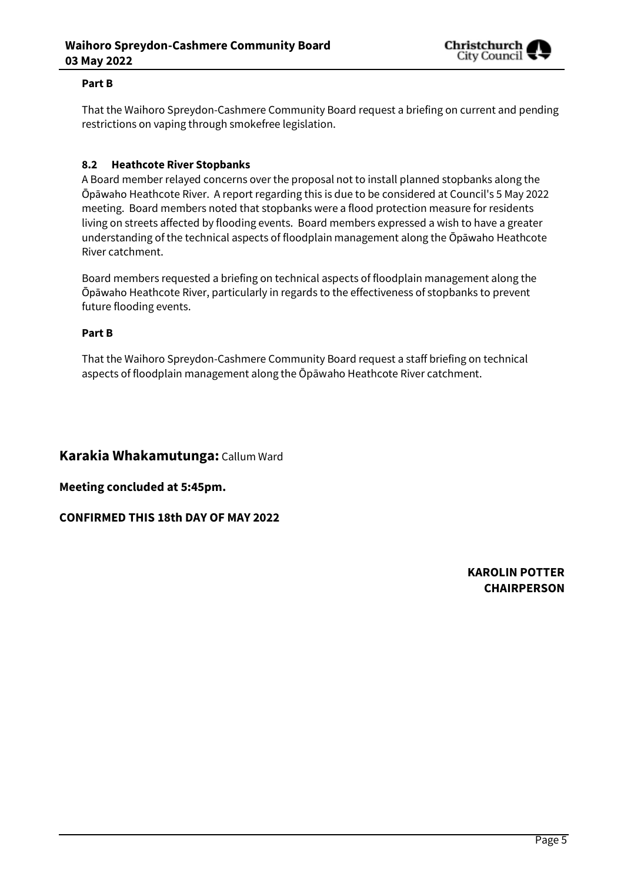**Part B**

That the Waihoro Spreydon-Cashmere Community Board request a briefing on current and pending restrictions on vaping through smokefree legislation.

### 8.2 Heathcote River Stopbanks

A Board member relayed concerns over the proposal not to install planned stopbanks along the Ōpāwaho Heathcote River. A report regarding this is due to be considered at Council's 5 May 2022 meeting. Board members noted that stopbanks were a flood protection measure for residents living on streets affected by flooding events. Board members expressed a wish to have a greater understanding of the technical aspects of floodplain management along the Ōpāwaho Heathcote River catchment.

Board members requested a briefing on technical aspects of floodplain management along the Ōpāwaho Heathcote River, particularly in regards to the effectiveness of stopbanks to prevent future flooding events.

**Part B**

That the Waihoro Spreydon-Cashmere Community Board request a staff briefing on technical aspects of floodplain management along the Ōpāwaho Heathcote River catchment.

## Karakia Whakamutunga: Callum Ward

**Meeting concluded at 5:45pm.**

**CONFIRMED THIS 18th DAY OF MAY 2022**

**KAROLIN POTTER**
**CHAIRPERSON**